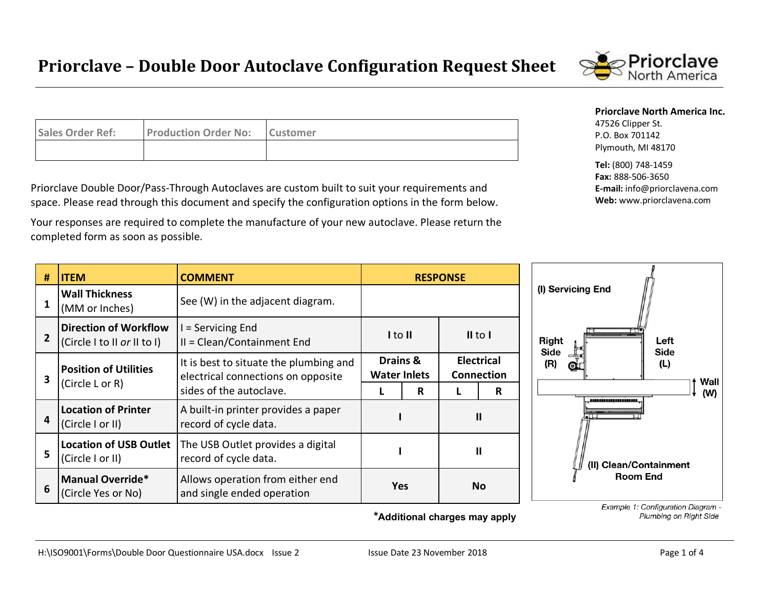# Priorclave – Double Door Autoclave Configuration Request Sheet

Priorclave North America

| Sales Order Ref: | Production Order No: | Customer |
|---|---|---|
| | | |

**Priorclave North America Inc.**
47526 Clipper St.
P.O. Box 701142
Plymouth, MI 48170

**Tel:** (800) 748-1459
**Fax:** 888-506-3650
**E-mail:** info@priorclavena.com
**Web:** www.priorclavena.com

Priorclave Double Door/Pass-Through Autoclaves are custom built to suit your requirements and space. Please read through this document and specify the configuration options in the form below.

Your responses are required to complete the manufacture of your new autoclave. Please return the completed form as soon as possible.

| # | ITEM | COMMENT | RESPONSE | | | |
|---|---|---|---|---|---|---|
| 1 | **Wall Thickness** (MM or Inches) | See (W) in the adjacent diagram. | | | | |
| 2 | **Direction of Workflow** (Circle I to II *or* II to I) | I = Servicing End<br>II = Clean/Containment End | I to II | | II to I | |
| 3 | **Position of Utilities** (Circle L or R) | It is best to situate the plumbing and electrical connections on opposite sides of the autoclave. | **Drains & Water Inlets** | | **Electrical Connection** | |
| | | | L | R | L | R |
| 4 | **Location of Printer** (Circle I or II) | A built-in printer provides a paper record of cycle data. | I | | II | |
| 5 | **Location of USB Outlet** (Circle I or II) | The USB Outlet provides a digital record of cycle data. | I | | II | |
| 6 | **Manual Override*** (Circle Yes or No) | Allows operation from either end and single ended operation | Yes | | No | |

***Additional charges may apply**

(I) Servicing End

Right Side (R)

Left Side (L)

Wall (W)

(II) Clean/Containment Room End

*Example 1: Configuration Diagram - Plumbing on Right Side*

H:\ISO9001\Forms\Double Door Questionnaire USA.docx Issue 2 Issue Date 23 November 2018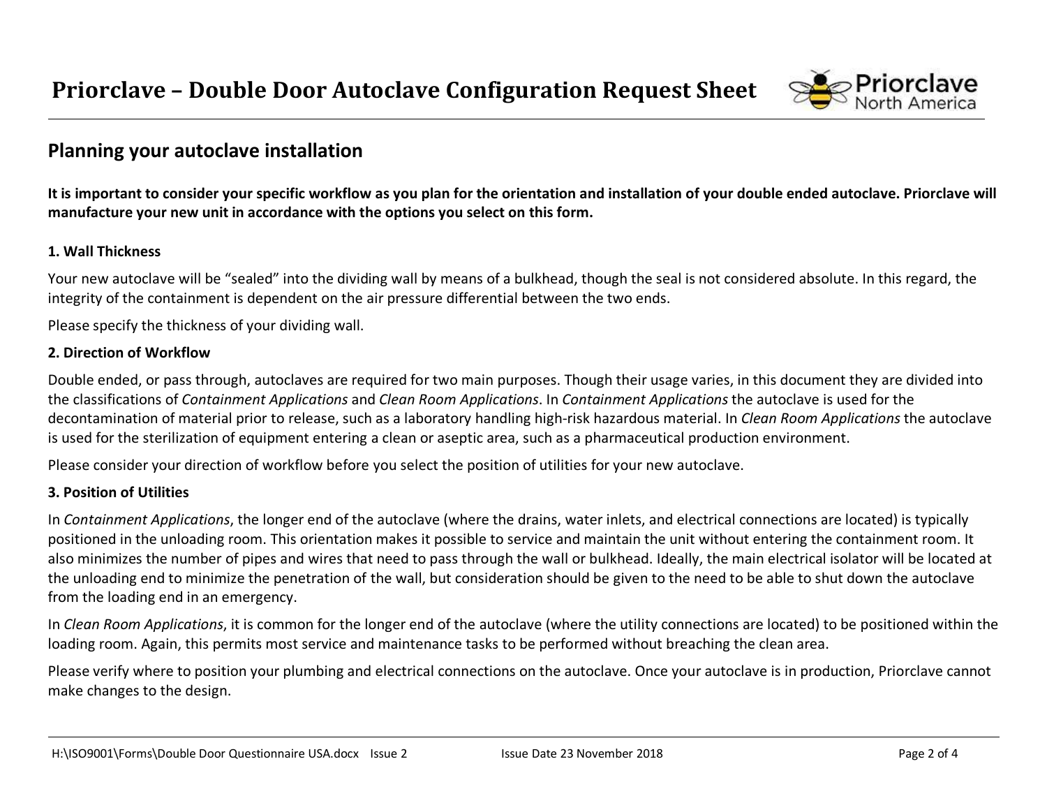# Priorclave – Double Door Autoclave Configuration Request Sheet

## Planning your autoclave installation

**It is important to consider your specific workflow as you plan for the orientation and installation of your double ended autoclave. Priorclave will manufacture your new unit in accordance with the options you select on this form.**

**1. Wall Thickness**

Your new autoclave will be "sealed" into the dividing wall by means of a bulkhead, though the seal is not considered absolute. In this regard, the integrity of the containment is dependent on the air pressure differential between the two ends.

Please specify the thickness of your dividing wall.

**2. Direction of Workflow**

Double ended, or pass through, autoclaves are required for two main purposes. Though their usage varies, in this document they are divided into the classifications of *Containment Applications* and *Clean Room Applications*. In *Containment Applications* the autoclave is used for the decontamination of material prior to release, such as a laboratory handling high-risk hazardous material. In *Clean Room Applications* the autoclave is used for the sterilization of equipment entering a clean or aseptic area, such as a pharmaceutical production environment.

Please consider your direction of workflow before you select the position of utilities for your new autoclave.

**3. Position of Utilities**

In *Containment Applications*, the longer end of the autoclave (where the drains, water inlets, and electrical connections are located) is typically positioned in the unloading room. This orientation makes it possible to service and maintain the unit without entering the containment room. It also minimizes the number of pipes and wires that need to pass through the wall or bulkhead. Ideally, the main electrical isolator will be located at the unloading end to minimize the penetration of the wall, but consideration should be given to the need to be able to shut down the autoclave from the loading end in an emergency.

In *Clean Room Applications*, it is common for the longer end of the autoclave (where the utility connections are located) to be positioned within the loading room. Again, this permits most service and maintenance tasks to be performed without breaching the clean area.

Please verify where to position your plumbing and electrical connections on the autoclave. Once your autoclave is in production, Priorclave cannot make changes to the design.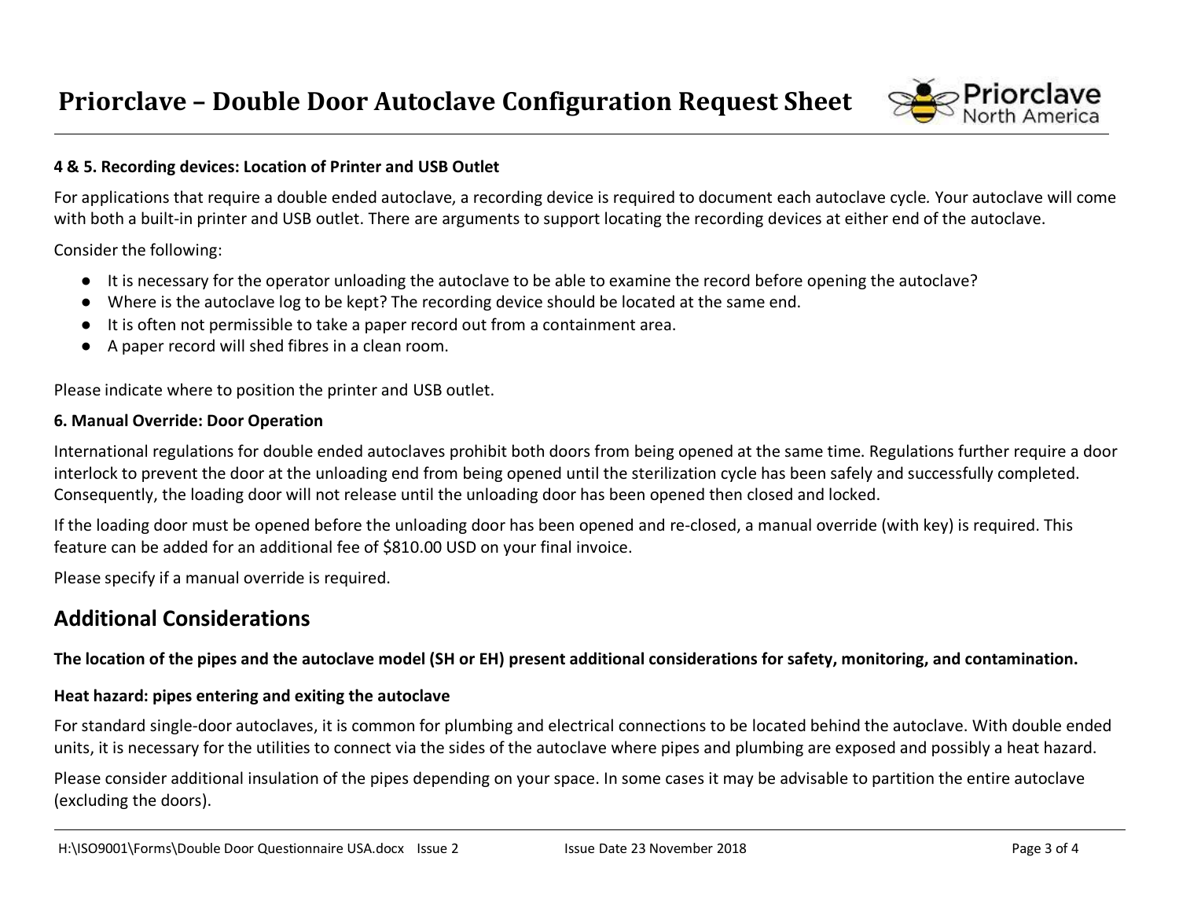**4 & 5. Recording devices: Location of Printer and USB Outlet**

For applications that require a double ended autoclave, a recording device is required to document each autoclave cycle. Your autoclave will come with both a built-in printer and USB outlet. There are arguments to support locating the recording devices at either end of the autoclave.

Consider the following:

- It is necessary for the operator unloading the autoclave to be able to examine the record before opening the autoclave?
- Where is the autoclave log to be kept? The recording device should be located at the same end.
- It is often not permissible to take a paper record out from a containment area.
- A paper record will shed fibres in a clean room.

Please indicate where to position the printer and USB outlet.

**6. Manual Override: Door Operation**

International regulations for double ended autoclaves prohibit both doors from being opened at the same time. Regulations further require a door interlock to prevent the door at the unloading end from being opened until the sterilization cycle has been safely and successfully completed. Consequently, the loading door will not release until the unloading door has been opened then closed and locked.

If the loading door must be opened before the unloading door has been opened and re-closed, a manual override (with key) is required. This feature can be added for an additional fee of $810.00 USD on your final invoice.

Please specify if a manual override is required.

## Additional Considerations

**The location of the pipes and the autoclave model (SH or EH) present additional considerations for safety, monitoring, and contamination.**

**Heat hazard: pipes entering and exiting the autoclave**

For standard single-door autoclaves, it is common for plumbing and electrical connections to be located behind the autoclave. With double ended units, it is necessary for the utilities to connect via the sides of the autoclave where pipes and plumbing are exposed and possibly a heat hazard.

Please consider additional insulation of the pipes depending on your space. In some cases it may be advisable to partition the entire autoclave (excluding the doors).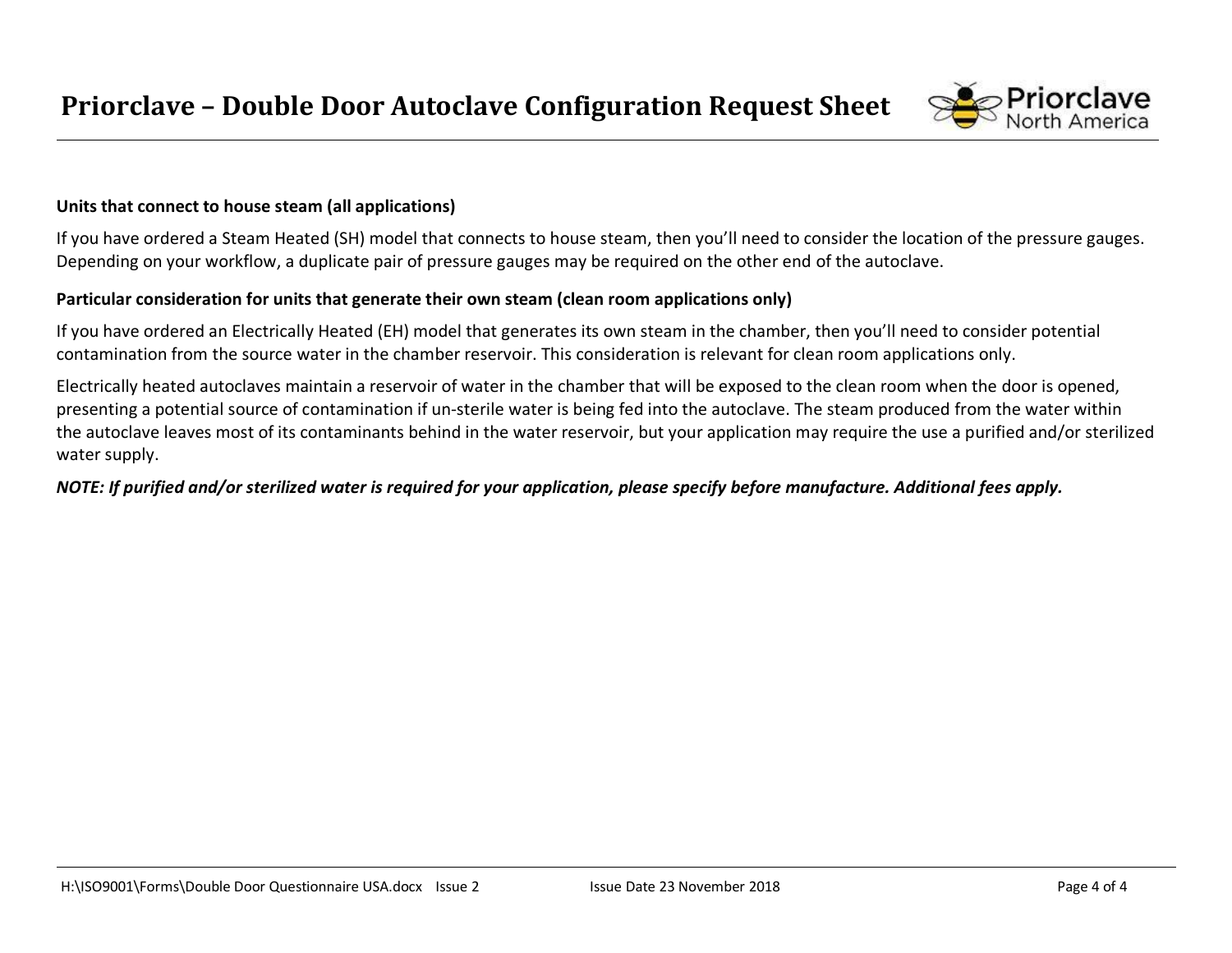**Units that connect to house steam (all applications)**

If you have ordered a Steam Heated (SH) model that connects to house steam, then you'll need to consider the location of the pressure gauges. Depending on your workflow, a duplicate pair of pressure gauges may be required on the other end of the autoclave.

**Particular consideration for units that generate their own steam (clean room applications only)**

If you have ordered an Electrically Heated (EH) model that generates its own steam in the chamber, then you'll need to consider potential contamination from the source water in the chamber reservoir. This consideration is relevant for clean room applications only.

Electrically heated autoclaves maintain a reservoir of water in the chamber that will be exposed to the clean room when the door is opened, presenting a potential source of contamination if un-sterile water is being fed into the autoclave. The steam produced from the water within the autoclave leaves most of its contaminants behind in the water reservoir, but your application may require the use a purified and/or sterilized water supply.

***NOTE: If purified and/or sterilized water is required for your application, please specify before manufacture. Additional fees apply.***